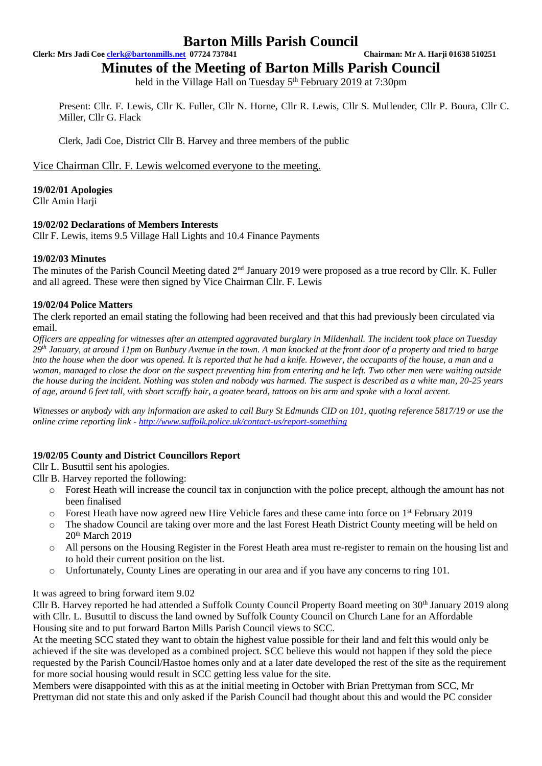# Barton Mills Parish Council

**Clerk: Mrs Jadi Coe clerk@bartonmills.net 07724 737841** **Chairman: Mr A. Harji 01638 510251**

## Minutes of the Meeting of Barton Mills Parish Council

held in the Village Hall on Tuesday 5th February 2019 at 7:30pm

Present: Cllr. F. Lewis, Cllr K. Fuller, Cllr N. Horne, Cllr R. Lewis, Cllr S. Mullender, Cllr P. Boura, Cllr C. Miller, Cllr G. Flack

Clerk, Jadi Coe, District Cllr B. Harvey and three members of the public

Vice Chairman Cllr. F. Lewis welcomed everyone to the meeting.

**19/02/01 Apologies**

Cllr Amin Harji

**19/02/02 Declarations of Members Interests**

Cllr F. Lewis, items 9.5 Village Hall Lights and 10.4 Finance Payments

**19/02/03 Minutes**

The minutes of the Parish Council Meeting dated 2nd January 2019 were proposed as a true record by Cllr. K. Fuller and all agreed. These were then signed by Vice Chairman Cllr. F. Lewis

**19/02/04 Police Matters**

The clerk reported an email stating the following had been received and that this had previously been circulated via email.

*Officers are appealing for witnesses after an attempted aggravated burglary in Mildenhall. The incident took place on Tuesday 29th January, at around 11pm on Bunbury Avenue in the town. A man knocked at the front door of a property and tried to barge into the house when the door was opened. It is reported that he had a knife. However, the occupants of the house, a man and a woman, managed to close the door on the suspect preventing him from entering and he left. Two other men were waiting outside the house during the incident. Nothing was stolen and nobody was harmed. The suspect is described as a white man, 20-25 years of age, around 6 feet tall, with short scruffy hair, a goatee beard, tattoos on his arm and spoke with a local accent.*

*Witnesses or anybody with any information are asked to call Bury St Edmunds CID on 101, quoting reference 5817/19 or use the online crime reporting link - http://www.suffolk.police.uk/contact-us/report-something*

**19/02/05 County and District Councillors Report**

Cllr L. Busuttil sent his apologies.

Cllr B. Harvey reported the following:

- Forest Heath will increase the council tax in conjunction with the police precept, although the amount has not been finalised
- Forest Heath have now agreed new Hire Vehicle fares and these came into force on 1st February 2019
- The shadow Council are taking over more and the last Forest Heath District County meeting will be held on 20th March 2019
- All persons on the Housing Register in the Forest Heath area must re-register to remain on the housing list and to hold their current position on the list.
- Unfortunately, County Lines are operating in our area and if you have any concerns to ring 101.

It was agreed to bring forward item 9.02

Cllr B. Harvey reported he had attended a Suffolk County Council Property Board meeting on 30th January 2019 along with Cllr. L. Busuttil to discuss the land owned by Suffolk County Council on Church Lane for an Affordable Housing site and to put forward Barton Mills Parish Council views to SCC.

At the meeting SCC stated they want to obtain the highest value possible for their land and felt this would only be achieved if the site was developed as a combined project. SCC believe this would not happen if they sold the piece requested by the Parish Council/Hastoe homes only and at a later date developed the rest of the site as the requirement for more social housing would result in SCC getting less value for the site.

Members were disappointed with this as at the initial meeting in October with Brian Prettyman from SCC, Mr Prettyman did not state this and only asked if the Parish Council had thought about this and would the PC consider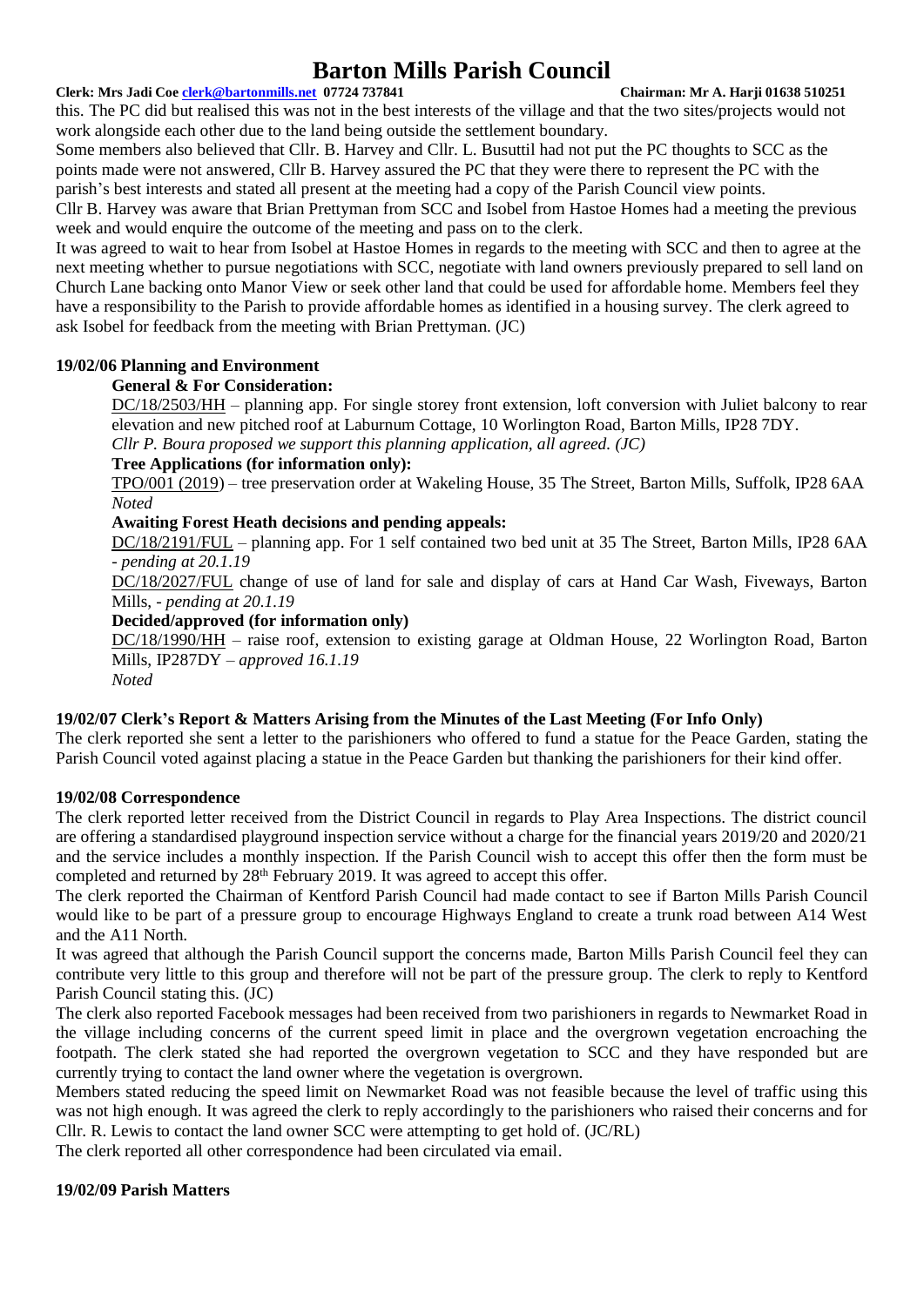this. The PC did but realised this was not in the best interests of the village and that the two sites/projects would not work alongside each other due to the land being outside the settlement boundary.

Some members also believed that Cllr. B. Harvey and Cllr. L. Busuttil had not put the PC thoughts to SCC as the points made were not answered, Cllr B. Harvey assured the PC that they were there to represent the PC with the parish's best interests and stated all present at the meeting had a copy of the Parish Council view points.

Cllr B. Harvey was aware that Brian Prettyman from SCC and Isobel from Hastoe Homes had a meeting the previous week and would enquire the outcome of the meeting and pass on to the clerk.

It was agreed to wait to hear from Isobel at Hastoe Homes in regards to the meeting with SCC and then to agree at the next meeting whether to pursue negotiations with SCC, negotiate with land owners previously prepared to sell land on Church Lane backing onto Manor View or seek other land that could be used for affordable home. Members feel they have a responsibility to the Parish to provide affordable homes as identified in a housing survey. The clerk agreed to ask Isobel for feedback from the meeting with Brian Prettyman. (JC)

**19/02/06 Planning and Environment**

**General & For Consideration:**

DC/18/2503/HH – planning app. For single storey front extension, loft conversion with Juliet balcony to rear elevation and new pitched roof at Laburnum Cottage, 10 Worlington Road, Barton Mills, IP28 7DY.

*Cllr P. Boura proposed we support this planning application, all agreed. (JC)*

**Tree Applications (for information only):**

TPO/001 (2019) – tree preservation order at Wakeling House, 35 The Street, Barton Mills, Suffolk, IP28 6AA

*Noted*

**Awaiting Forest Heath decisions and pending appeals:**

DC/18/2191/FUL – planning app. For 1 self contained two bed unit at 35 The Street, Barton Mills, IP28 6AA - *pending at 20.1.19*

DC/18/2027/FUL change of use of land for sale and display of cars at Hand Car Wash, Fiveways, Barton Mills, - *pending at 20.1.19*

**Decided/approved (for information only)**

DC/18/1990/HH – raise roof, extension to existing garage at Oldman House, 22 Worlington Road, Barton Mills, IP287DY – *approved 16.1.19*

*Noted*

**19/02/07 Clerk's Report & Matters Arising from the Minutes of the Last Meeting (For Info Only)**

The clerk reported she sent a letter to the parishioners who offered to fund a statue for the Peace Garden, stating the Parish Council voted against placing a statue in the Peace Garden but thanking the parishioners for their kind offer.

**19/02/08 Correspondence**

The clerk reported letter received from the District Council in regards to Play Area Inspections. The district council are offering a standardised playground inspection service without a charge for the financial years 2019/20 and 2020/21 and the service includes a monthly inspection. If the Parish Council wish to accept this offer then the form must be completed and returned by 28th February 2019. It was agreed to accept this offer.

The clerk reported the Chairman of Kentford Parish Council had made contact to see if Barton Mills Parish Council would like to be part of a pressure group to encourage Highways England to create a trunk road between A14 West and the A11 North.

It was agreed that although the Parish Council support the concerns made, Barton Mills Parish Council feel they can contribute very little to this group and therefore will not be part of the pressure group. The clerk to reply to Kentford Parish Council stating this. (JC)

The clerk also reported Facebook messages had been received from two parishioners in regards to Newmarket Road in the village including concerns of the current speed limit in place and the overgrown vegetation encroaching the footpath. The clerk stated she had reported the overgrown vegetation to SCC and they have responded but are currently trying to contact the land owner where the vegetation is overgrown.

Members stated reducing the speed limit on Newmarket Road was not feasible because the level of traffic using this was not high enough. It was agreed the clerk to reply accordingly to the parishioners who raised their concerns and for Cllr. R. Lewis to contact the land owner SCC were attempting to get hold of. (JC/RL)

The clerk reported all other correspondence had been circulated via email.

**19/02/09 Parish Matters**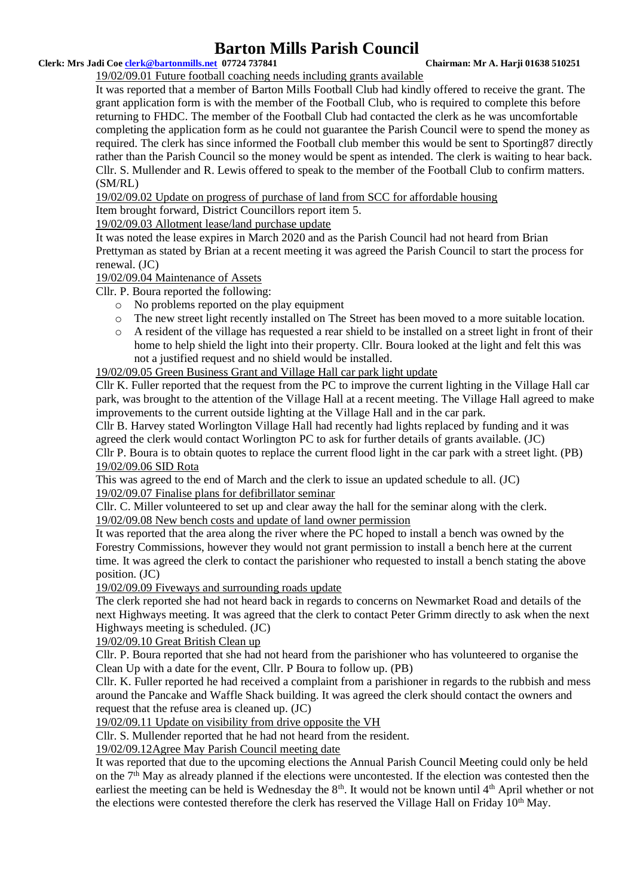19/02/09.01 Future football coaching needs including grants available

It was reported that a member of Barton Mills Football Club had kindly offered to receive the grant. The grant application form is with the member of the Football Club, who is required to complete this before returning to FHDC. The member of the Football Club had contacted the clerk as he was uncomfortable completing the application form as he could not guarantee the Parish Council were to spend the money as required. The clerk has since informed the Football club member this would be sent to Sporting87 directly rather than the Parish Council so the money would be spent as intended. The clerk is waiting to hear back. Cllr. S. Mullender and R. Lewis offered to speak to the member of the Football Club to confirm matters. (SM/RL)

19/02/09.02 Update on progress of purchase of land from SCC for affordable housing

Item brought forward, District Councillors report item 5.

19/02/09.03 Allotment lease/land purchase update

It was noted the lease expires in March 2020 and as the Parish Council had not heard from Brian Prettyman as stated by Brian at a recent meeting it was agreed the Parish Council to start the process for renewal. (JC)

19/02/09.04 Maintenance of Assets

Cllr. P. Boura reported the following:

- No problems reported on the play equipment
- The new street light recently installed on The Street has been moved to a more suitable location.
- A resident of the village has requested a rear shield to be installed on a street light in front of their home to help shield the light into their property. Cllr. Boura looked at the light and felt this was not a justified request and no shield would be installed.

19/02/09.05 Green Business Grant and Village Hall car park light update

Cllr K. Fuller reported that the request from the PC to improve the current lighting in the Village Hall car park, was brought to the attention of the Village Hall at a recent meeting. The Village Hall agreed to make improvements to the current outside lighting at the Village Hall and in the car park.

Cllr B. Harvey stated Worlington Village Hall had recently had lights replaced by funding and it was agreed the clerk would contact Worlington PC to ask for further details of grants available. (JC)

Cllr P. Boura is to obtain quotes to replace the current flood light in the car park with a street light. (PB)

19/02/09.06 SID Rota

This was agreed to the end of March and the clerk to issue an updated schedule to all. (JC)

19/02/09.07 Finalise plans for defibrillator seminar

Cllr. C. Miller volunteered to set up and clear away the hall for the seminar along with the clerk.

19/02/09.08 New bench costs and update of land owner permission

It was reported that the area along the river where the PC hoped to install a bench was owned by the Forestry Commissions, however they would not grant permission to install a bench here at the current time. It was agreed the clerk to contact the parishioner who requested to install a bench stating the above position. (JC)

19/02/09.09 Fiveways and surrounding roads update

The clerk reported she had not heard back in regards to concerns on Newmarket Road and details of the next Highways meeting. It was agreed that the clerk to contact Peter Grimm directly to ask when the next Highways meeting is scheduled. (JC)

19/02/09.10 Great British Clean up

Cllr. P. Boura reported that she had not heard from the parishioner who has volunteered to organise the Clean Up with a date for the event, Cllr. P Boura to follow up. (PB)

Cllr. K. Fuller reported he had received a complaint from a parishioner in regards to the rubbish and mess around the Pancake and Waffle Shack building. It was agreed the clerk should contact the owners and request that the refuse area is cleaned up. (JC)

19/02/09.11 Update on visibility from drive opposite the VH

Cllr. S. Mullender reported that he had not heard from the resident.

19/02/09.12Agree May Parish Council meeting date

It was reported that due to the upcoming elections the Annual Parish Council Meeting could only be held on the 7th May as already planned if the elections were uncontested. If the election was contested then the earliest the meeting can be held is Wednesday the 8th. It would not be known until 4th April whether or not the elections were contested therefore the clerk has reserved the Village Hall on Friday 10th May.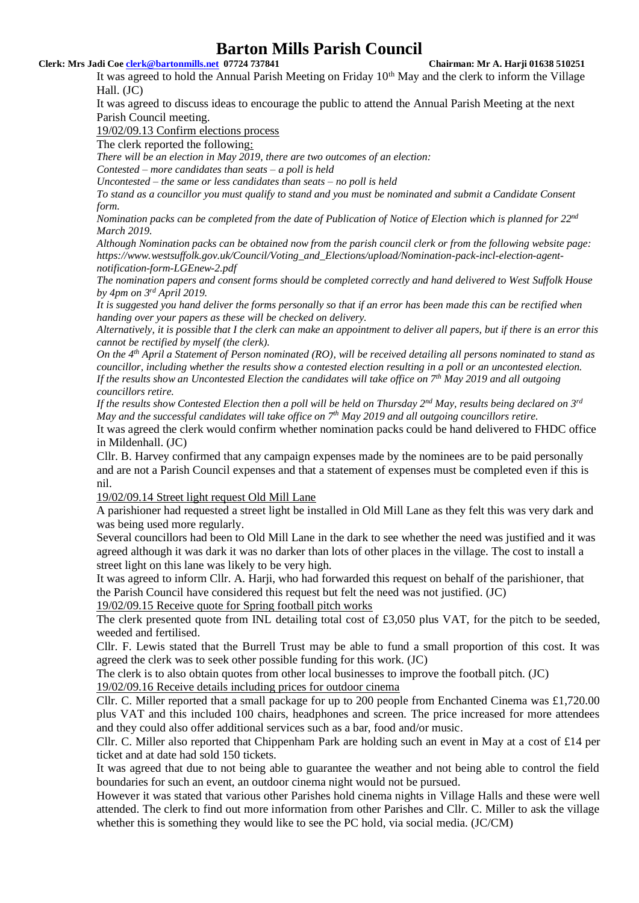It was agreed to hold the Annual Parish Meeting on Friday 10th May and the clerk to inform the Village Hall. (JC)

It was agreed to discuss ideas to encourage the public to attend the Annual Parish Meeting at the next Parish Council meeting.

19/02/09.13 Confirm elections process

The clerk reported the following:

*There will be an election in May 2019, there are two outcomes of an election:*

*Contested – more candidates than seats – a poll is held*

*Uncontested – the same or less candidates than seats – no poll is held*

*To stand as a councillor you must qualify to stand and you must be nominated and submit a Candidate Consent form.*

*Nomination packs can be completed from the date of Publication of Notice of Election which is planned for 22nd March 2019.*

*Although Nomination packs can be obtained now from the parish council clerk or from the following website page: https://www.westsuffolk.gov.uk/Council/Voting_and_Elections/upload/Nomination-pack-incl-election-agent-notification-form-LGEnew-2.pdf*

*The nomination papers and consent forms should be completed correctly and hand delivered to West Suffolk House by 4pm on 3rd April 2019.*

*It is suggested you hand deliver the forms personally so that if an error has been made this can be rectified when handing over your papers as these will be checked on delivery.*

*Alternatively, it is possible that I the clerk can make an appointment to deliver all papers, but if there is an error this cannot be rectified by myself (the clerk).*

*On the 4th April a Statement of Person nominated (RO), will be received detailing all persons nominated to stand as councillor, including whether the results show a contested election resulting in a poll or an uncontested election.*

*If the results show an Uncontested Election the candidates will take office on 7th May 2019 and all outgoing councillors retire.*

*If the results show Contested Election then a poll will be held on Thursday 2nd May, results being declared on 3rd May and the successful candidates will take office on 7th May 2019 and all outgoing councillors retire.*

It was agreed the clerk would confirm whether nomination packs could be hand delivered to FHDC office in Mildenhall. (JC)

Cllr. B. Harvey confirmed that any campaign expenses made by the nominees are to be paid personally and are not a Parish Council expenses and that a statement of expenses must be completed even if this is nil.

19/02/09.14 Street light request Old Mill Lane

A parishioner had requested a street light be installed in Old Mill Lane as they felt this was very dark and was being used more regularly.

Several councillors had been to Old Mill Lane in the dark to see whether the need was justified and it was agreed although it was dark it was no darker than lots of other places in the village. The cost to install a street light on this lane was likely to be very high.

It was agreed to inform Cllr. A. Harji, who had forwarded this request on behalf of the parishioner, that the Parish Council have considered this request but felt the need was not justified. (JC)

19/02/09.15 Receive quote for Spring football pitch works

The clerk presented quote from INL detailing total cost of £3,050 plus VAT, for the pitch to be seeded, weeded and fertilised.

Cllr. F. Lewis stated that the Burrell Trust may be able to fund a small proportion of this cost. It was agreed the clerk was to seek other possible funding for this work. (JC)

The clerk is to also obtain quotes from other local businesses to improve the football pitch. (JC)

19/02/09.16 Receive details including prices for outdoor cinema

Cllr. C. Miller reported that a small package for up to 200 people from Enchanted Cinema was £1,720.00 plus VAT and this included 100 chairs, headphones and screen. The price increased for more attendees and they could also offer additional services such as a bar, food and/or music.

Cllr. C. Miller also reported that Chippenham Park are holding such an event in May at a cost of £14 per ticket and at date had sold 150 tickets.

It was agreed that due to not being able to guarantee the weather and not being able to control the field boundaries for such an event, an outdoor cinema night would not be pursued.

However it was stated that various other Parishes hold cinema nights in Village Halls and these were well attended. The clerk to find out more information from other Parishes and Cllr. C. Miller to ask the village whether this is something they would like to see the PC hold, via social media. (JC/CM)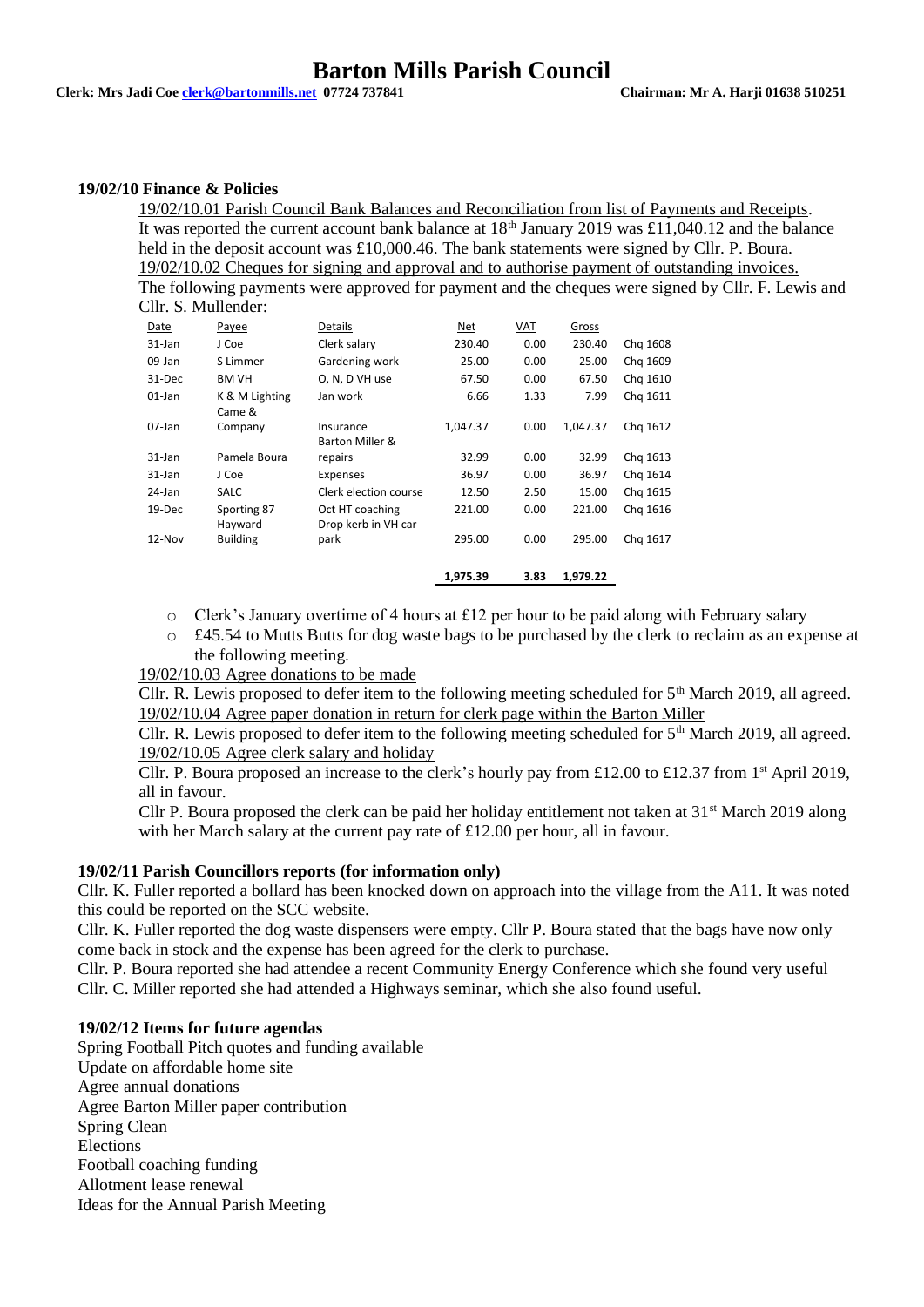# Barton Mills Parish Council

**Clerk: Mrs Jadi Coe clerk@bartonmills.net 07724 737841** **Chairman: Mr A. Harji 01638 510251**

**19/02/10 Finance & Policies**

19/02/10.01 Parish Council Bank Balances and Reconciliation from list of Payments and Receipts.
It was reported the current account bank balance at 18th January 2019 was £11,040.12 and the balance held in the deposit account was £10,000.46. The bank statements were signed by Cllr. P. Boura.

19/02/10.02 Cheques for signing and approval and to authorise payment of outstanding invoices.
The following payments were approved for payment and the cheques were signed by Cllr. F. Lewis and Cllr. S. Mullender:

| Date | Payee | Details | Net | VAT | Gross | |
|---|---|---|---|---|---|---|
| 31-Jan | J Coe | Clerk salary | 230.40 | 0.00 | 230.40 | Chq 1608 |
| 09-Jan | S Limmer | Gardening work | 25.00 | 0.00 | 25.00 | Chq 1609 |
| 31-Dec | BM VH | O, N, D VH use | 67.50 | 0.00 | 67.50 | Chq 1610 |
| 01-Jan | K & M Lighting | Jan work | 6.66 | 1.33 | 7.99 | Chq 1611 |
| 07-Jan | Came & Company | Insurance | 1,047.37 | 0.00 | 1,047.37 | Chq 1612 |
| 31-Jan | Pamela Boura | Barton Miller & repairs | 32.99 | 0.00 | 32.99 | Chq 1613 |
| 31-Jan | J Coe | Expenses | 36.97 | 0.00 | 36.97 | Chq 1614 |
| 24-Jan | SALC | Clerk election course | 12.50 | 2.50 | 15.00 | Chq 1615 |
| 19-Dec | Sporting 87 | Oct HT coaching | 221.00 | 0.00 | 221.00 | Chq 1616 |
| 12-Nov | Hayward Building | Drop kerb in VH car park | 295.00 | 0.00 | 295.00 | Chq 1617 |
| | | | **1,975.39** | **3.83** | **1,979.22** | |

- Clerk's January overtime of 4 hours at £12 per hour to be paid along with February salary
- £45.54 to Mutts Butts for dog waste bags to be purchased by the clerk to reclaim as an expense at the following meeting.

19/02/10.03 Agree donations to be made
Cllr. R. Lewis proposed to defer item to the following meeting scheduled for 5th March 2019, all agreed.

19/02/10.04 Agree paper donation in return for clerk page within the Barton Miller
Cllr. R. Lewis proposed to defer item to the following meeting scheduled for 5th March 2019, all agreed.

19/02/10.05 Agree clerk salary and holiday
Cllr. P. Boura proposed an increase to the clerk's hourly pay from £12.00 to £12.37 from 1st April 2019, all in favour.
Cllr P. Boura proposed the clerk can be paid her holiday entitlement not taken at 31st March 2019 along with her March salary at the current pay rate of £12.00 per hour, all in favour.

**19/02/11 Parish Councillors reports (for information only)**

Cllr. K. Fuller reported a bollard has been knocked down on approach into the village from the A11. It was noted this could be reported on the SCC website.
Cllr. K. Fuller reported the dog waste dispensers were empty. Cllr P. Boura stated that the bags have now only come back in stock and the expense has been agreed for the clerk to purchase.
Cllr. P. Boura reported she had attendee a recent Community Energy Conference which she found very useful
Cllr. C. Miller reported she had attended a Highways seminar, which she also found useful.

**19/02/12 Items for future agendas**

Spring Football Pitch quotes and funding available
Update on affordable home site
Agree annual donations
Agree Barton Miller paper contribution
Spring Clean
Elections
Football coaching funding
Allotment lease renewal
Ideas for the Annual Parish Meeting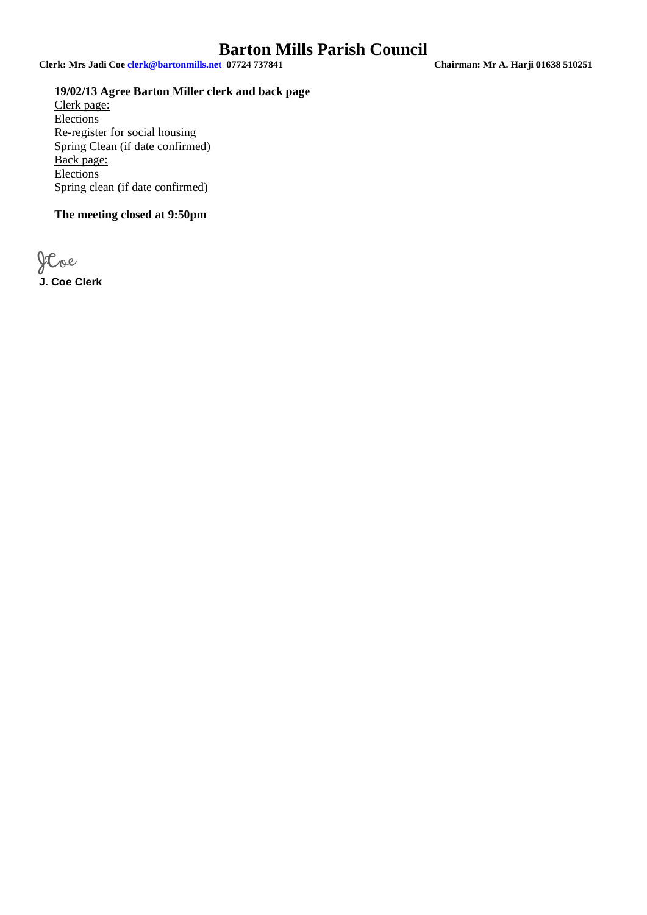**19/02/13 Agree Barton Miller clerk and back page**

Clerk page:
Elections
Re-register for social housing
Spring Clean (if date confirmed)

Back page:
Elections
Spring clean (if date confirmed)

**The meeting closed at 9:50pm**

JCoe

**J. Coe Clerk**